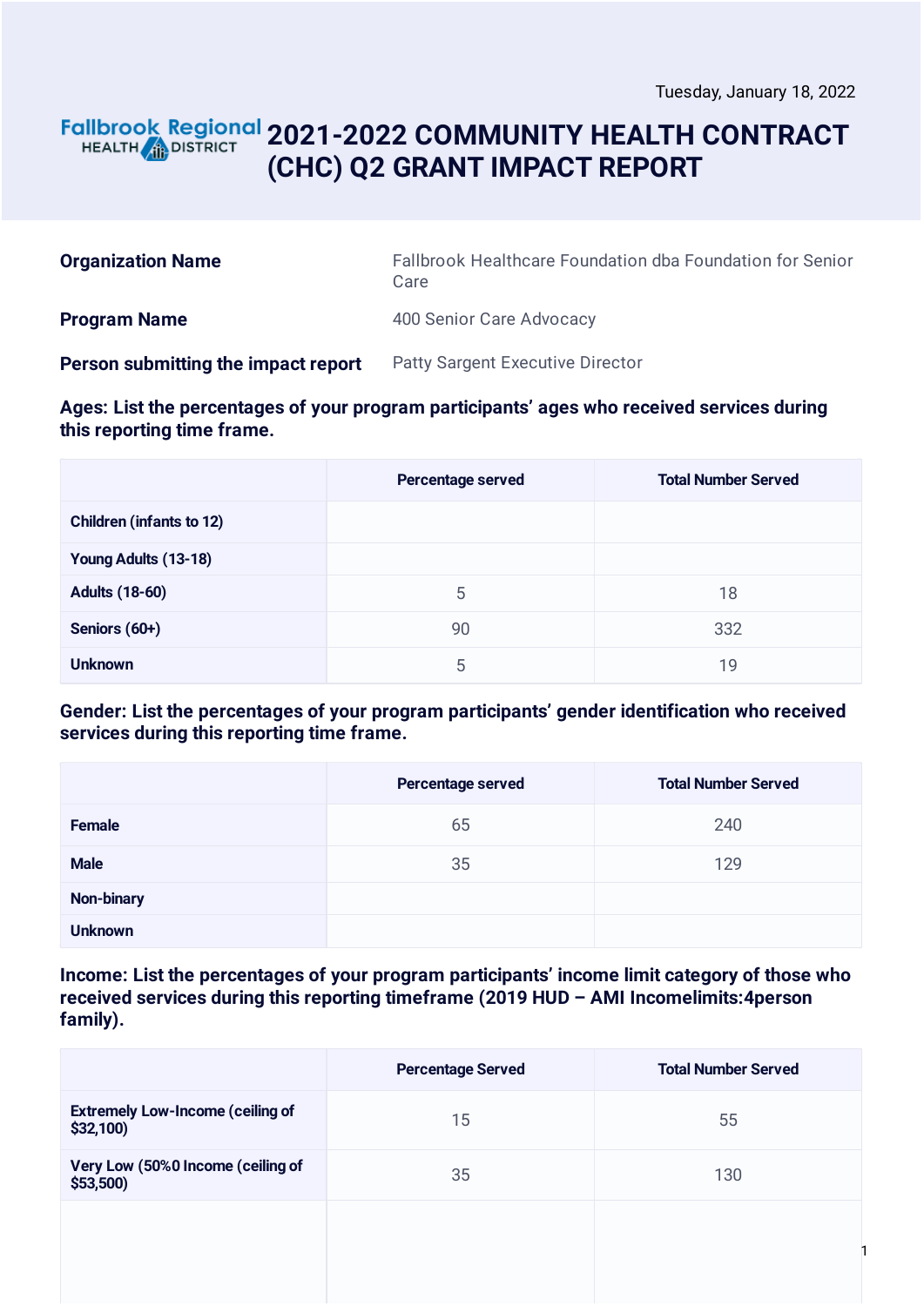Tuesday, January 18, 2022

# 2021-2022 COMMUNITY HEALTH CONTRACT (CHC) Q2 GRANT IMPACT REPORT

**Organization Name** Fallbrook Healthcare Foundation dba Foundation for Senior Care

**Program Name** 400 Senior Care Advocacy

**Person submitting the impact report** Patty Sargent Executive Director

### Ages: List the percentages of your program participants' ages who received services during this reporting time frame.

| | Percentage served | Total Number Served |
|---|---|---|
| Children (infants to 12) | | |
| Young Adults (13-18) | | |
| Adults (18-60) | 5 | 18 |
| Seniors (60+) | 90 | 332 |
| Unknown | 5 | 19 |

### Gender: List the percentages of your program participants' gender identification who received services during this reporting time frame.

| | Percentage served | Total Number Served |
|---|---|---|
| Female | 65 | 240 |
| Male | 35 | 129 |
| Non-binary | | |
| Unknown | | |

### Income: List the percentages of your program participants' income limit category of those who received services during this reporting timeframe (2019 HUD – AMI Incomelimits:4person family).

| | Percentage Served | Total Number Served |
|---|---|---|
| Extremely Low-Income (ceiling of $32,100) | 15 | 55 |
| Very Low (50%0 Income (ceiling of $53,500) | 35 | 130 |
| | | |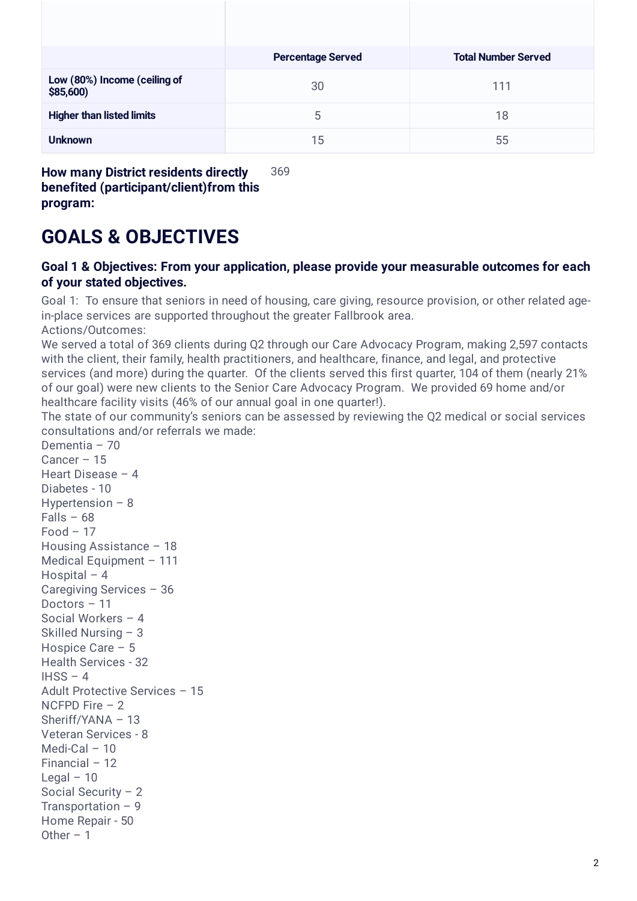| | Percentage Served | Total Number Served |
|---|---|---|
| **Low (80%) Income (ceiling of $85,600)** | 30 | 111 |
| **Higher than listed limits** | 5 | 18 |
| **Unknown** | 15 | 55 |

**How many District residents directly benefited (participant/client)from this program:** 369

# GOALS & OBJECTIVES

### Goal 1 & Objectives: From your application, please provide your measurable outcomes for each of your stated objectives.

Goal 1: To ensure that seniors in need of housing, care giving, resource provision, or other related age-in-place services are supported throughout the greater Fallbrook area.

Actions/Outcomes:

We served a total of 369 clients during Q2 through our Care Advocacy Program, making 2,597 contacts with the client, their family, health practitioners, and healthcare, finance, and legal, and protective services (and more) during the quarter. Of the clients served this first quarter, 104 of them (nearly 21% of our goal) were new clients to the Senior Care Advocacy Program. We provided 69 home and/or healthcare facility visits (46% of our annual goal in one quarter!).

The state of our community's seniors can be assessed by reviewing the Q2 medical or social services consultations and/or referrals we made:

Dementia – 70
Cancer – 15
Heart Disease – 4
Diabetes - 10
Hypertension – 8
Falls – 68
Food – 17
Housing Assistance – 18
Medical Equipment – 111
Hospital – 4
Caregiving Services – 36
Doctors – 11
Social Workers – 4
Skilled Nursing – 3
Hospice Care – 5
Health Services - 32
IHSS – 4
Adult Protective Services – 15
NCFPD Fire – 2
Sheriff/YANA – 13
Veteran Services - 8
Medi-Cal – 10
Financial – 12
Legal – 10
Social Security – 2
Transportation – 9
Home Repair - 50
Other – 1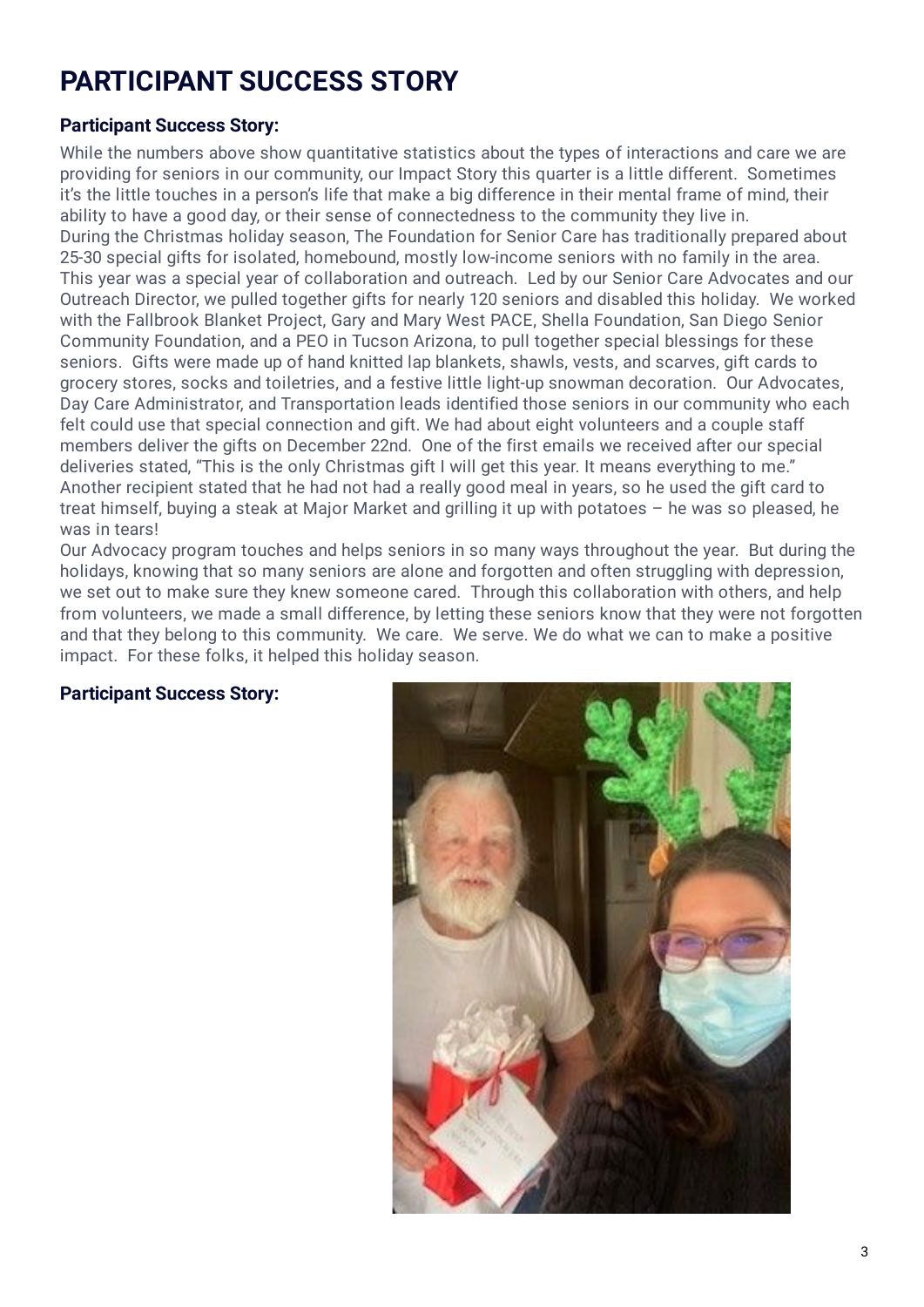# PARTICIPANT SUCCESS STORY

**Participant Success Story:**

While the numbers above show quantitative statistics about the types of interactions and care we are providing for seniors in our community, our Impact Story this quarter is a little different. Sometimes it's the little touches in a person's life that make a big difference in their mental frame of mind, their ability to have a good day, or their sense of connectedness to the community they live in.

During the Christmas holiday season, The Foundation for Senior Care has traditionally prepared about 25-30 special gifts for isolated, homebound, mostly low-income seniors with no family in the area. This year was a special year of collaboration and outreach. Led by our Senior Care Advocates and our Outreach Director, we pulled together gifts for nearly 120 seniors and disabled this holiday. We worked with the Fallbrook Blanket Project, Gary and Mary West PACE, Shella Foundation, San Diego Senior Community Foundation, and a PEO in Tucson Arizona, to pull together special blessings for these seniors. Gifts were made up of hand knitted lap blankets, shawls, vests, and scarves, gift cards to grocery stores, socks and toiletries, and a festive little light-up snowman decoration. Our Advocates, Day Care Administrator, and Transportation leads identified those seniors in our community who each felt could use that special connection and gift. We had about eight volunteers and a couple staff members deliver the gifts on December 22nd. One of the first emails we received after our special deliveries stated, "This is the only Christmas gift I will get this year. It means everything to me." Another recipient stated that he had not had a really good meal in years, so he used the gift card to treat himself, buying a steak at Major Market and grilling it up with potatoes – he was so pleased, he was in tears!

Our Advocacy program touches and helps seniors in so many ways throughout the year. But during the holidays, knowing that so many seniors are alone and forgotten and often struggling with depression, we set out to make sure they knew someone cared. Through this collaboration with others, and help from volunteers, we made a small difference, by letting these seniors know that they were not forgotten and that they belong to this community. We care. We serve. We do what we can to make a positive impact. For these folks, it helped this holiday season.

**Participant Success Story:**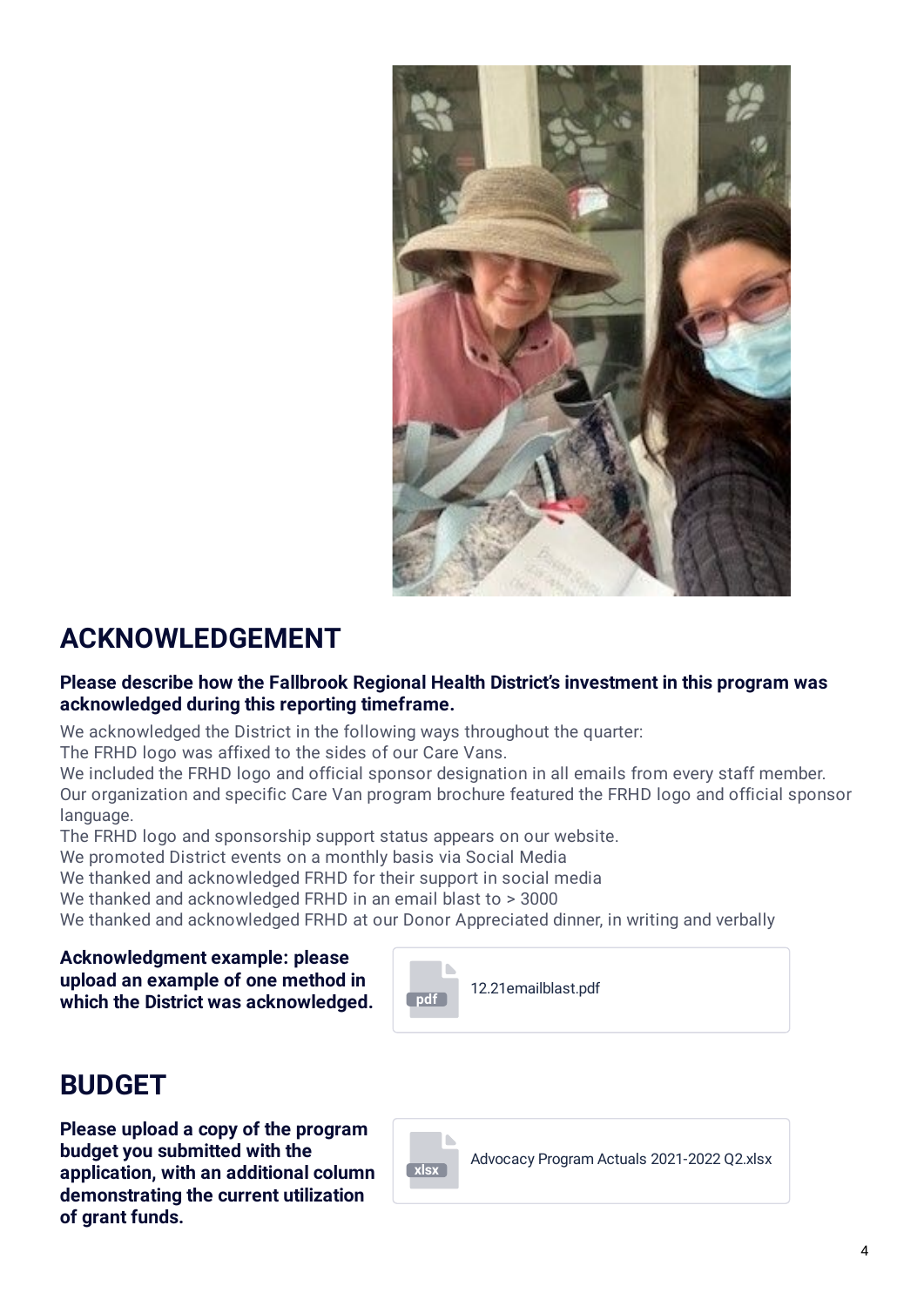## ACKNOWLEDGEMENT

**Please describe how the Fallbrook Regional Health District's investment in this program was acknowledged during this reporting timeframe.**

We acknowledged the District in the following ways throughout the quarter:
The FRHD logo was affixed to the sides of our Care Vans.
We included the FRHD logo and official sponsor designation in all emails from every staff member.
Our organization and specific Care Van program brochure featured the FRHD logo and official sponsor language.
The FRHD logo and sponsorship support status appears on our website.
We promoted District events on a monthly basis via Social Media
We thanked and acknowledged FRHD for their support in social media
We thanked and acknowledged FRHD in an email blast to > 3000
We thanked and acknowledged FRHD at our Donor Appreciated dinner, in writing and verbally

**Acknowledgment example: please upload an example of one method in which the District was acknowledged.**

pdf 12.21emailblast.pdf

## BUDGET

**Please upload a copy of the program budget you submitted with the application, with an additional column demonstrating the current utilization of grant funds.**

xlsx Advocacy Program Actuals 2021-2022 Q2.xlsx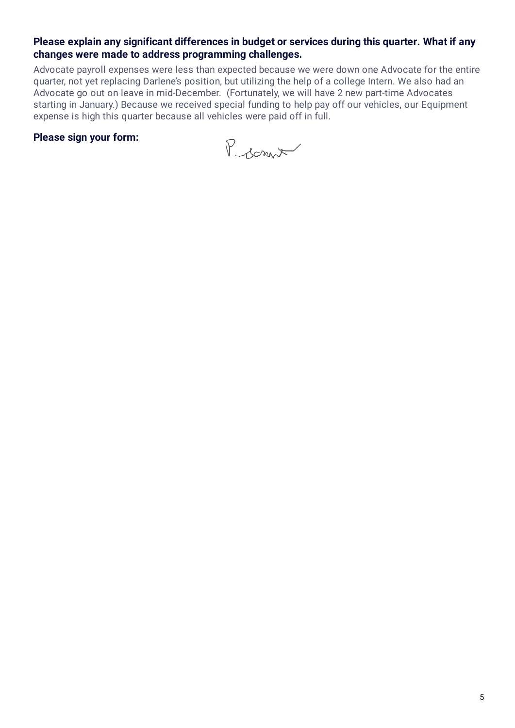**Please explain any significant differences in budget or services during this quarter. What if any changes were made to address programming challenges.**

Advocate payroll expenses were less than expected because we were down one Advocate for the entire quarter, not yet replacing Darlene's position, but utilizing the help of a college Intern. We also had an Advocate go out on leave in mid-December. (Fortunately, we will have 2 new part-time Advocates starting in January.) Because we received special funding to help pay off our vehicles, our Equipment expense is high this quarter because all vehicles were paid off in full.

**Please sign your form:**

P. [signature]